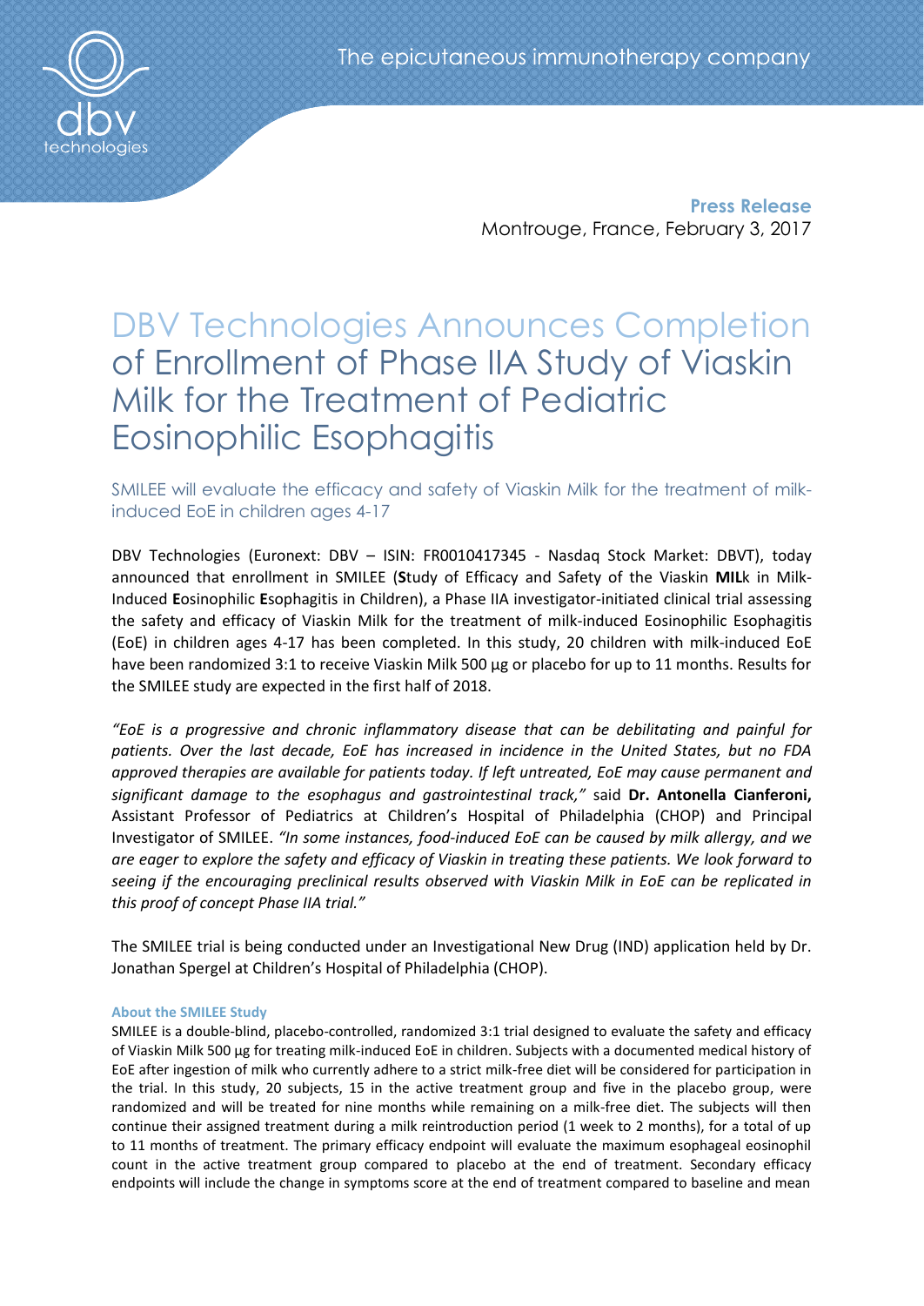The epicutaneous immunotherapy company

**Press Release**
Montrouge, France, February 3, 2017

# DBV Technologies Announces Completion of Enrollment of Phase IIA Study of Viaskin Milk for the Treatment of Pediatric Eosinophilic Esophagitis

## SMILEE will evaluate the efficacy and safety of Viaskin Milk for the treatment of milk-induced EoE in children ages 4-17

DBV Technologies (Euronext: DBV – ISIN: FR0010417345 - Nasdaq Stock Market: DBVT), today announced that enrollment in SMILEE (**S**tudy of Efficacy and Safety of the Viaskin **MIL**k in Milk-Induced **E**osinophilic **E**sophagitis in Children), a Phase IIA investigator-initiated clinical trial assessing the safety and efficacy of Viaskin Milk for the treatment of milk-induced Eosinophilic Esophagitis (EoE) in children ages 4-17 has been completed. In this study, 20 children with milk-induced EoE have been randomized 3:1 to receive Viaskin Milk 500 µg or placebo for up to 11 months. Results for the SMILEE study are expected in the first half of 2018.

*"EoE is a progressive and chronic inflammatory disease that can be debilitating and painful for patients. Over the last decade, EoE has increased in incidence in the United States, but no FDA approved therapies are available for patients today. If left untreated, EoE may cause permanent and significant damage to the esophagus and gastrointestinal track,"* said **Dr. Antonella Cianferoni,** Assistant Professor of Pediatrics at Children's Hospital of Philadelphia (CHOP) and Principal Investigator of SMILEE. *"In some instances, food-induced EoE can be caused by milk allergy, and we are eager to explore the safety and efficacy of Viaskin in treating these patients. We look forward to seeing if the encouraging preclinical results observed with Viaskin Milk in EoE can be replicated in this proof of concept Phase IIA trial."*

The SMILEE trial is being conducted under an Investigational New Drug (IND) application held by Dr. Jonathan Spergel at Children's Hospital of Philadelphia (CHOP).

### About the SMILEE Study

SMILEE is a double-blind, placebo-controlled, randomized 3:1 trial designed to evaluate the safety and efficacy of Viaskin Milk 500 µg for treating milk-induced EoE in children. Subjects with a documented medical history of EoE after ingestion of milk who currently adhere to a strict milk-free diet will be considered for participation in the trial. In this study, 20 subjects, 15 in the active treatment group and five in the placebo group, were randomized and will be treated for nine months while remaining on a milk-free diet. The subjects will then continue their assigned treatment during a milk reintroduction period (1 week to 2 months), for a total of up to 11 months of treatment. The primary efficacy endpoint will evaluate the maximum esophageal eosinophil count in the active treatment group compared to placebo at the end of treatment. Secondary efficacy endpoints will include the change in symptoms score at the end of treatment compared to baseline and mean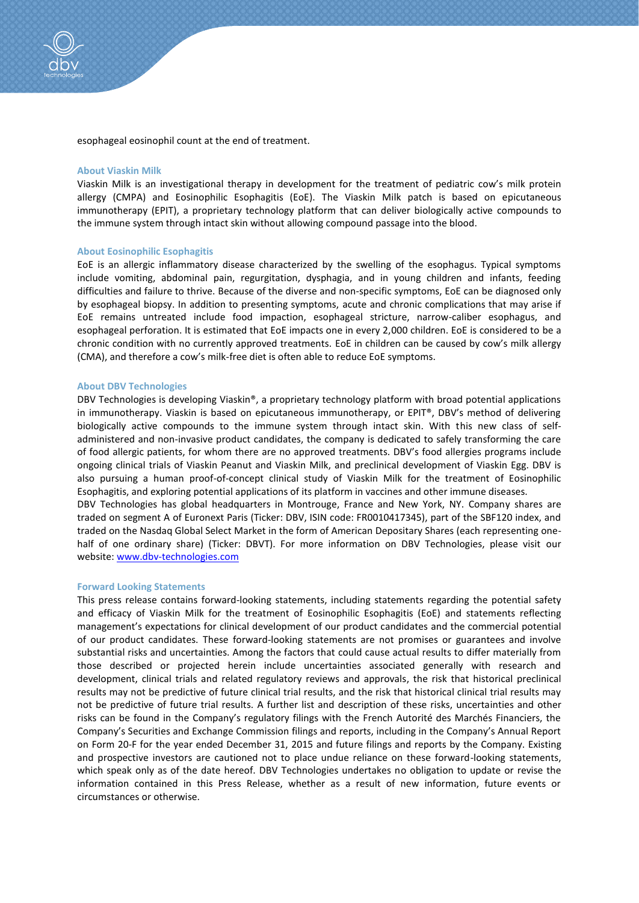esophageal eosinophil count at the end of treatment.

### About Viaskin Milk

Viaskin Milk is an investigational therapy in development for the treatment of pediatric cow's milk protein allergy (CMPA) and Eosinophilic Esophagitis (EoE). The Viaskin Milk patch is based on epicutaneous immunotherapy (EPIT), a proprietary technology platform that can deliver biologically active compounds to the immune system through intact skin without allowing compound passage into the blood.

### About Eosinophilic Esophagitis

EoE is an allergic inflammatory disease characterized by the swelling of the esophagus. Typical symptoms include vomiting, abdominal pain, regurgitation, dysphagia, and in young children and infants, feeding difficulties and failure to thrive. Because of the diverse and non-specific symptoms, EoE can be diagnosed only by esophageal biopsy. In addition to presenting symptoms, acute and chronic complications that may arise if EoE remains untreated include food impaction, esophageal stricture, narrow-caliber esophagus, and esophageal perforation. It is estimated that EoE impacts one in every 2,000 children. EoE is considered to be a chronic condition with no currently approved treatments. EoE in children can be caused by cow's milk allergy (CMA), and therefore a cow's milk-free diet is often able to reduce EoE symptoms.

### About DBV Technologies

DBV Technologies is developing Viaskin®, a proprietary technology platform with broad potential applications in immunotherapy. Viaskin is based on epicutaneous immunotherapy, or EPIT®, DBV's method of delivering biologically active compounds to the immune system through intact skin. With this new class of self-administered and non-invasive product candidates, the company is dedicated to safely transforming the care of food allergic patients, for whom there are no approved treatments. DBV's food allergies programs include ongoing clinical trials of Viaskin Peanut and Viaskin Milk, and preclinical development of Viaskin Egg. DBV is also pursuing a human proof-of-concept clinical study of Viaskin Milk for the treatment of Eosinophilic Esophagitis, and exploring potential applications of its platform in vaccines and other immune diseases.

DBV Technologies has global headquarters in Montrouge, France and New York, NY. Company shares are traded on segment A of Euronext Paris (Ticker: DBV, ISIN code: FR0010417345), part of the SBF120 index, and traded on the Nasdaq Global Select Market in the form of American Depositary Shares (each representing one-half of one ordinary share) (Ticker: DBVT). For more information on DBV Technologies, please visit our website: [www.dbv-technologies.com](http://www.dbv-technologies.com)

### Forward Looking Statements

This press release contains forward-looking statements, including statements regarding the potential safety and efficacy of Viaskin Milk for the treatment of Eosinophilic Esophagitis (EoE) and statements reflecting management's expectations for clinical development of our product candidates and the commercial potential of our product candidates. These forward-looking statements are not promises or guarantees and involve substantial risks and uncertainties. Among the factors that could cause actual results to differ materially from those described or projected herein include uncertainties associated generally with research and development, clinical trials and related regulatory reviews and approvals, the risk that historical preclinical results may not be predictive of future clinical trial results, and the risk that historical clinical trial results may not be predictive of future trial results. A further list and description of these risks, uncertainties and other risks can be found in the Company's regulatory filings with the French Autorité des Marchés Financiers, the Company's Securities and Exchange Commission filings and reports, including in the Company's Annual Report on Form 20-F for the year ended December 31, 2015 and future filings and reports by the Company. Existing and prospective investors are cautioned not to place undue reliance on these forward-looking statements, which speak only as of the date hereof. DBV Technologies undertakes no obligation to update or revise the information contained in this Press Release, whether as a result of new information, future events or circumstances or otherwise.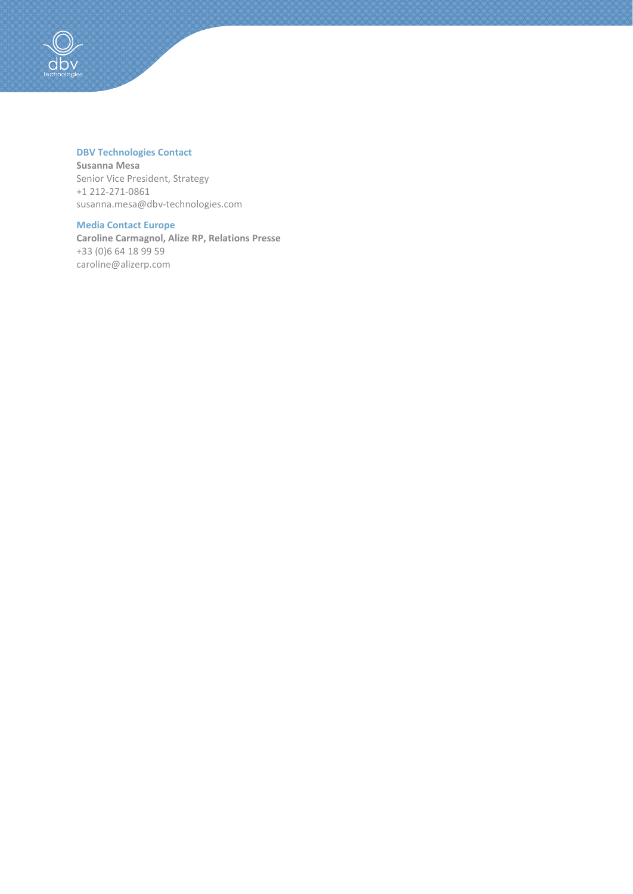**DBV Technologies Contact**
**Susanna Mesa**
Senior Vice President, Strategy
+1 212-271-0861
susanna.mesa@dbv-technologies.com

**Media Contact Europe**
**Caroline Carmagnol, Alize RP, Relations Presse**
+33 (0)6 64 18 99 59
caroline@alizerp.com